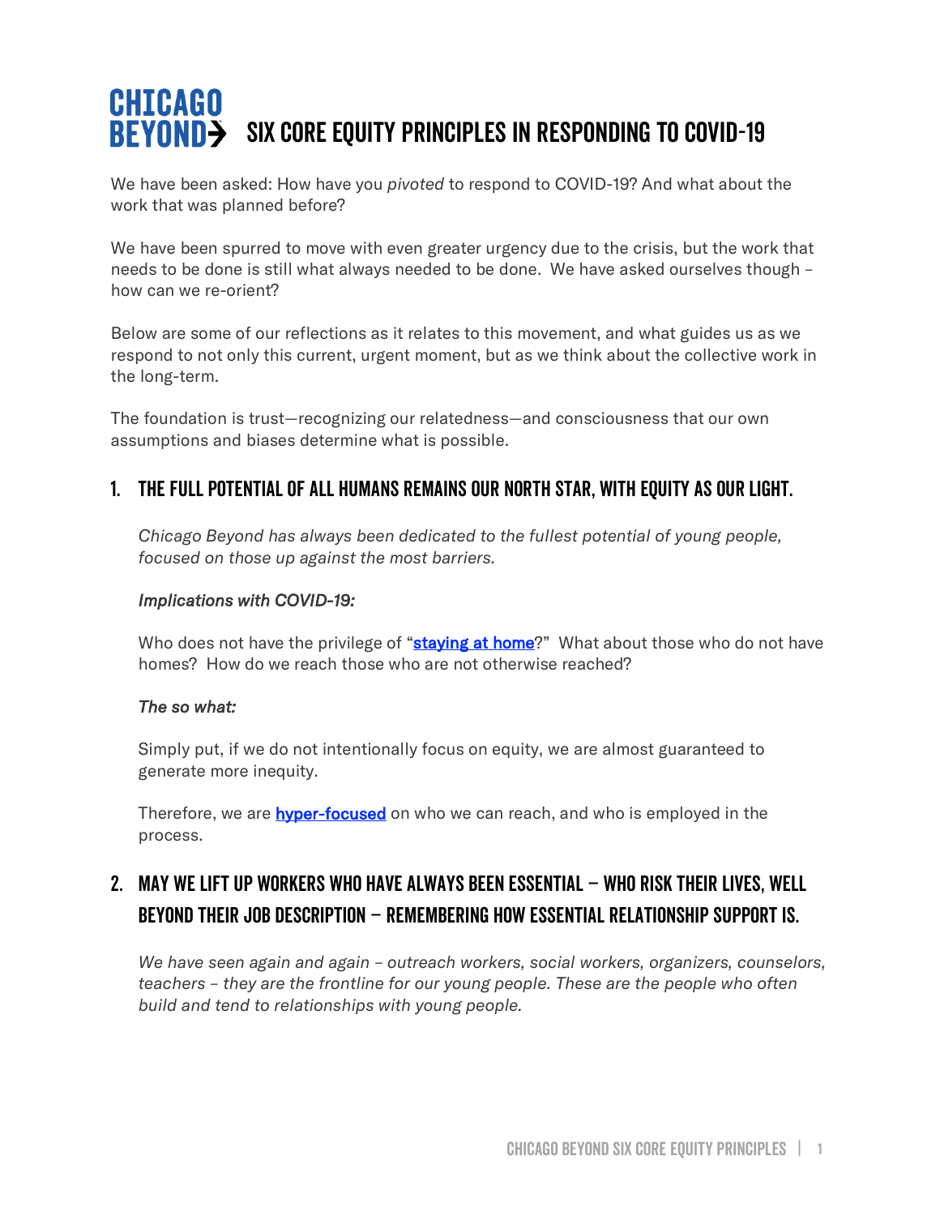# CHICAGO BEYOND SIX CORE EQUITY PRINCIPLES IN RESPONDING TO COVID-19

We have been asked: How have you *pivoted* to respond to COVID-19? And what about the work that was planned before?

We have been spurred to move with even greater urgency due to the crisis, but the work that needs to be done is still what always needed to be done. We have asked ourselves though – how can we re-orient?

Below are some of our reflections as it relates to this movement, and what guides us as we respond to not only this current, urgent moment, but as we think about the collective work in the long-term.

The foundation is trust—recognizing our relatedness—and consciousness that our own assumptions and biases determine what is possible.

## 1. THE FULL POTENTIAL OF ALL HUMANS REMAINS OUR NORTH STAR, WITH EQUITY AS OUR LIGHT.

*Chicago Beyond has always been dedicated to the fullest potential of young people, focused on those up against the most barriers.*

*Implications with COVID-19:*

Who does not have the privilege of "**staying at home**?" What about those who do not have homes? How do we reach those who are not otherwise reached?

*The so what:*

Simply put, if we do not intentionally focus on equity, we are almost guaranteed to generate more inequity.

Therefore, we are **hyper-focused** on who we can reach, and who is employed in the process.

## 2. MAY WE LIFT UP WORKERS WHO HAVE ALWAYS BEEN ESSENTIAL – WHO RISK THEIR LIVES, WELL BEYOND THEIR JOB DESCRIPTION – REMEMBERING HOW ESSENTIAL RELATIONSHIP SUPPORT IS.

*We have seen again and again – outreach workers, social workers, organizers, counselors, teachers – they are the frontline for our young people. These are the people who often build and tend to relationships with young people.*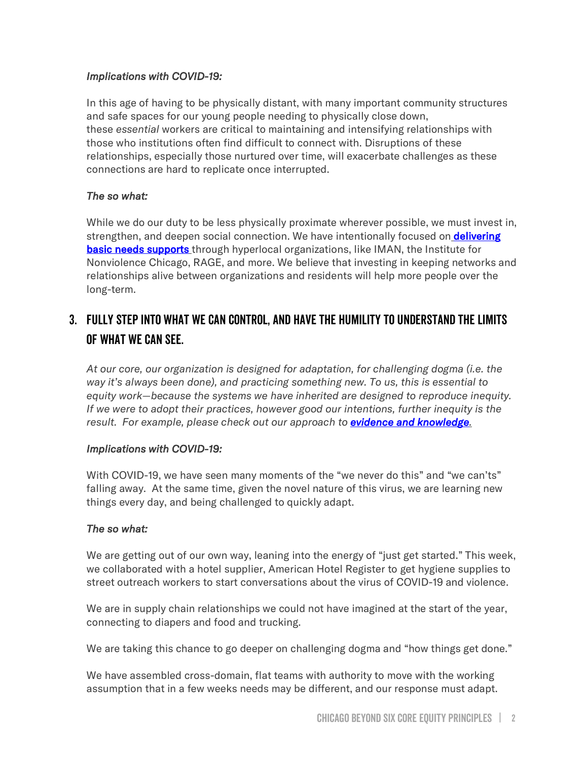*Implications with COVID-19:*

In this age of having to be physically distant, with many important community structures and safe spaces for our young people needing to physically close down, these *essential* workers are critical to maintaining and intensifying relationships with those who institutions often find difficult to connect with. Disruptions of these relationships, especially those nurtured over time, will exacerbate challenges as these connections are hard to replicate once interrupted.

*The so what:*

While we do our duty to be less physically proximate wherever possible, we must invest in, strengthen, and deepen social connection. We have intentionally focused on **delivering basic needs supports** through hyperlocal organizations, like IMAN, the Institute for Nonviolence Chicago, RAGE, and more. We believe that investing in keeping networks and relationships alive between organizations and residents will help more people over the long-term.

## 3. FULLY STEP INTO WHAT WE CAN CONTROL, AND HAVE THE HUMILITY TO UNDERSTAND THE LIMITS OF WHAT WE CAN SEE.

*At our core, our organization is designed for adaptation, for challenging dogma (i.e. the way it's always been done), and practicing something new. To us, this is essential to equity work—because the systems we have inherited are designed to reproduce inequity. If we were to adopt their practices, however good our intentions, further inequity is the result. For example, please check out our approach to* ***evidence and knowledge****.*

*Implications with COVID-19:*

With COVID-19, we have seen many moments of the "we never do this" and "we can'ts" falling away. At the same time, given the novel nature of this virus, we are learning new things every day, and being challenged to quickly adapt.

*The so what:*

We are getting out of our own way, leaning into the energy of "just get started." This week, we collaborated with a hotel supplier, American Hotel Register to get hygiene supplies to street outreach workers to start conversations about the virus of COVID-19 and violence.

We are in supply chain relationships we could not have imagined at the start of the year, connecting to diapers and food and trucking.

We are taking this chance to go deeper on challenging dogma and "how things get done."

We have assembled cross-domain, flat teams with authority to move with the working assumption that in a few weeks needs may be different, and our response must adapt.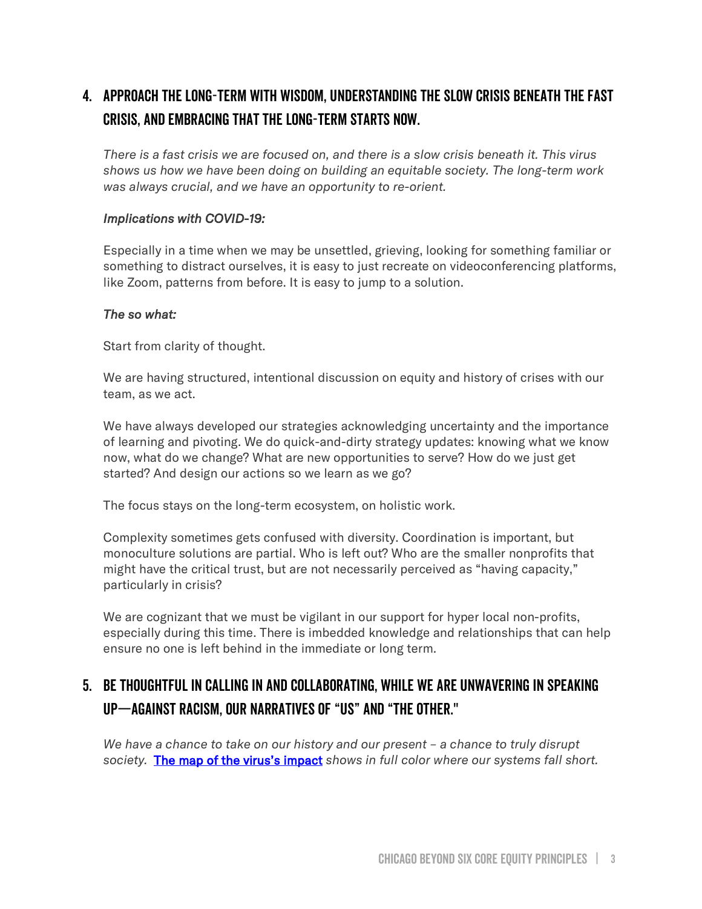## 4. APPROACH THE LONG-TERM WITH WISDOM, UNDERSTANDING THE SLOW CRISIS BENEATH THE FAST CRISIS, AND EMBRACING THAT THE LONG-TERM STARTS NOW.

*There is a fast crisis we are focused on, and there is a slow crisis beneath it. This virus shows us how we have been doing on building an equitable society. The long-term work was always crucial, and we have an opportunity to re-orient.*

***Implications with COVID-19:***

Especially in a time when we may be unsettled, grieving, looking for something familiar or something to distract ourselves, it is easy to just recreate on videoconferencing platforms, like Zoom, patterns from before. It is easy to jump to a solution.

***The so what:***

Start from clarity of thought.

We are having structured, intentional discussion on equity and history of crises with our team, as we act.

We have always developed our strategies acknowledging uncertainty and the importance of learning and pivoting. We do quick-and-dirty strategy updates: knowing what we know now, what do we change? What are new opportunities to serve? How do we just get started? And design our actions so we learn as we go?

The focus stays on the long-term ecosystem, on holistic work.

Complexity sometimes gets confused with diversity. Coordination is important, but monoculture solutions are partial. Who is left out? Who are the smaller nonprofits that might have the critical trust, but are not necessarily perceived as "having capacity," particularly in crisis?

We are cognizant that we must be vigilant in our support for hyper local non-profits, especially during this time. There is imbedded knowledge and relationships that can help ensure no one is left behind in the immediate or long term.

## 5. BE THOUGHTFUL IN CALLING IN AND COLLABORATING, WHILE WE ARE UNWAVERING IN SPEAKING UP—AGAINST RACISM, OUR NARRATIVES OF "US" AND "THE OTHER."

*We have a chance to take on our history and our present – a chance to truly disrupt society.* [The map of the virus's impact] *shows in full color where our systems fall short.*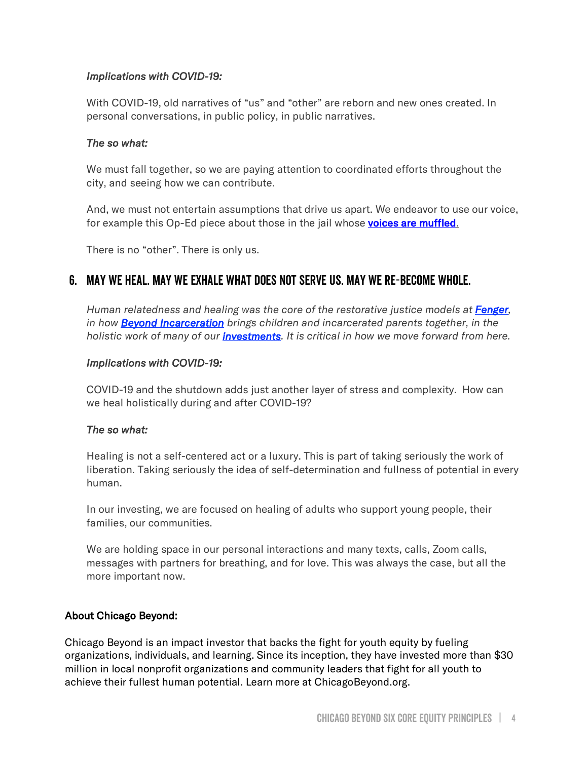*Implications with COVID-19:*

With COVID-19, old narratives of "us" and "other" are reborn and new ones created. In personal conversations, in public policy, in public narratives.

*The so what:*

We must fall together, so we are paying attention to coordinated efforts throughout the city, and seeing how we can contribute.

And, we must not entertain assumptions that drive us apart. We endeavor to use our voice, for example this Op-Ed piece about those in the jail whose **voices are muffled**.

There is no "other". There is only us.

## 6. MAY WE HEAL. MAY WE EXHALE WHAT DOES NOT SERVE US. MAY WE RE-BECOME WHOLE.

*Human relatedness and healing was the core of the restorative justice models at **Fenger**, in how **Beyond Incarceration** brings children and incarcerated parents together, in the holistic work of many of our **investments**. It is critical in how we move forward from here.*

*Implications with COVID-19:*

COVID-19 and the shutdown adds just another layer of stress and complexity. How can we heal holistically during and after COVID-19?

*The so what:*

Healing is not a self-centered act or a luxury. This is part of taking seriously the work of liberation. Taking seriously the idea of self-determination and fullness of potential in every human.

In our investing, we are focused on healing of adults who support young people, their families, our communities.

We are holding space in our personal interactions and many texts, calls, Zoom calls, messages with partners for breathing, and for love. This was always the case, but all the more important now.

**About Chicago Beyond:**

Chicago Beyond is an impact investor that backs the fight for youth equity by fueling organizations, individuals, and learning. Since its inception, they have invested more than $30 million in local nonprofit organizations and community leaders that fight for all youth to achieve their fullest human potential. Learn more at ChicagoBeyond.org.